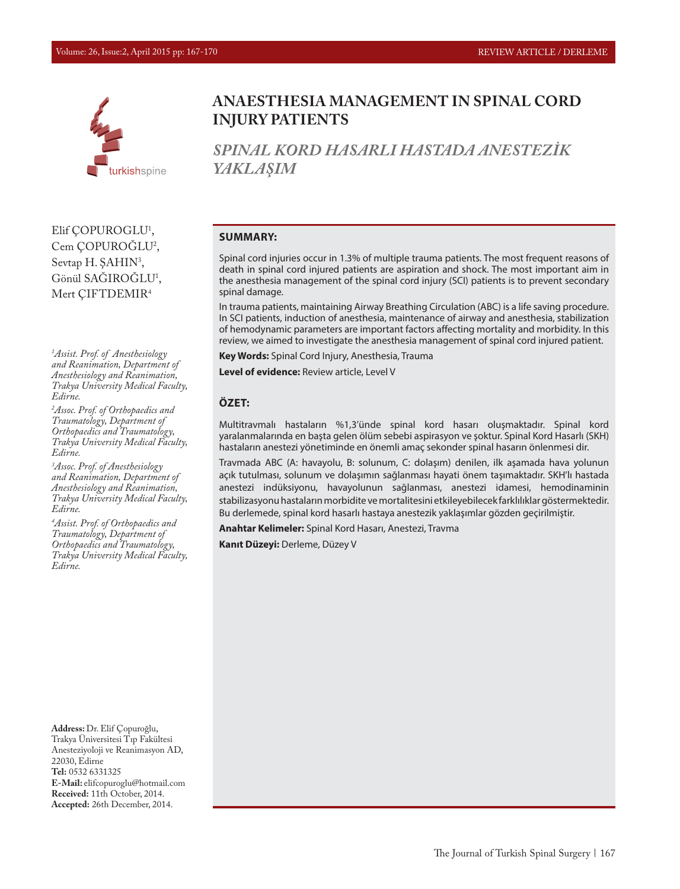# ANAESTHESIA MANAGEMENT IN SPINAL CORD INJURY PATIENTS

## *SPINAL KORD HASARLI HASTADA ANESTEZİK YAKLAŞIM*

Elif ÇOPUROGLU[1], Cem ÇOPUROĞLU[2], Sevtap H. ŞAHIN[3], Gönül SAĞIROĞLU[1], Mert ÇIFTDEMIR[4]

*[1]Assist. Prof. of Anesthesiology and Reanimation, Department of Anesthesiology and Reanimation, Trakya University Medical Faculty, Edirne.*

*[2]Assoc. Prof. of Orthopaedics and Traumatology, Department of Orthopaedics and Traumatology, Trakya University Medical Faculty, Edirne.*

*[3]Assoc. Prof. of Anesthesiology and Reanimation, Department of Anesthesiology and Reanimation, Trakya University Medical Faculty, Edirne.*

*[4]Assist. Prof. of Orthopaedics and Traumatology, Department of Orthopaedics and Traumatology, Trakya University Medical Faculty, Edirne.*

**Address:** Dr. Elif Çopuroğlu, Trakya Üniversitesi Tıp Fakültesi Anesteziyoloji ve Reanimasyon AD, 22030, Edirne
**Tel:** 0532 6331325
**E-Mail:** elifcopuroglu@hotmail.com
**Received:** 11th October, 2014.
**Accepted:** 26th December, 2014.

### SUMMARY:

Spinal cord injuries occur in 1.3% of multiple trauma patients. The most frequent reasons of death in spinal cord injured patients are aspiration and shock. The most important aim in the anesthesia management of the spinal cord injury (SCI) patients is to prevent secondary spinal damage.

In trauma patients, maintaining Airway Breathing Circulation (ABC) is a life saving procedure. In SCI patients, induction of anesthesia, maintenance of airway and anesthesia, stabilization of hemodynamic parameters are important factors affecting mortality and morbidity. In this review, we aimed to investigate the anesthesia management of spinal cord injured patient.

**Key Words:** Spinal Cord Injury, Anesthesia, Trauma

**Level of evidence:** Review article, Level V

### ÖZET:

Multitravmalı hastaların %1,3'ünde spinal kord hasarı oluşmaktadır. Spinal kord yaralanmalarında en başta gelen ölüm sebebi aspirasyon ve şoktur. Spinal Kord Hasarlı (SKH) hastaların anestezi yönetiminde en önemli amaç sekonder spinal hasarın önlenmesi dir.

Travmada ABC (A: havayolu, B: solunum, C: dolaşım) denilen, ilk aşamada hava yolunun açık tutulması, solunum ve dolaşımın sağlanması hayati önem taşımaktadır. SKH'lı hastada anestezi indüksiyonu, havayolunun sağlanması, anestezi idamesi, hemodinaminin stabilizasyonu hastaların morbidite ve mortalitesini etkileyebilecek farklılıklar göstermektedir. Bu derlemede, spinal kord hasarlı hastaya anestezik yaklaşımlar gözden geçirilmiştir.

**Anahtar Kelimeler:** Spinal Kord Hasarı, Anestezi, Travma

**Kanıt Düzeyi:** Derleme, Düzey V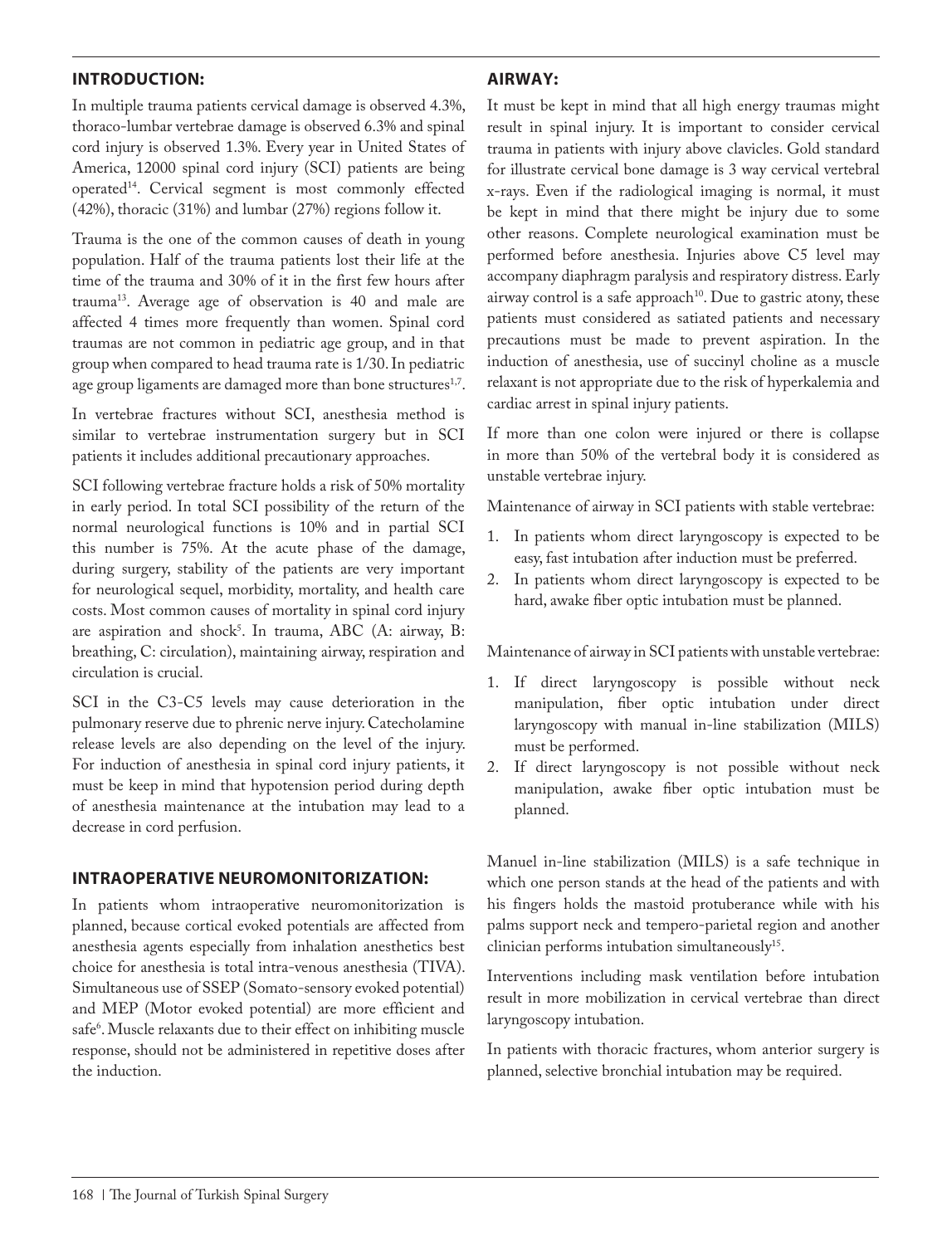## INTRODUCTION:

In multiple trauma patients cervical damage is observed 4.3%, thoraco-lumbar vertebrae damage is observed 6.3% and spinal cord injury is observed 1.3%. Every year in United States of America, 12000 spinal cord injury (SCI) patients are being operated[14]. Cervical segment is most commonly effected (42%), thoracic (31%) and lumbar (27%) regions follow it.

Trauma is the one of the common causes of death in young population. Half of the trauma patients lost their life at the time of the trauma and 30% of it in the first few hours after trauma[13]. Average age of observation is 40 and male are affected 4 times more frequently than women. Spinal cord traumas are not common in pediatric age group, and in that group when compared to head trauma rate is 1/30. In pediatric age group ligaments are damaged more than bone structures[1,7].

In vertebrae fractures without SCI, anesthesia method is similar to vertebrae instrumentation surgery but in SCI patients it includes additional precautionary approaches.

SCI following vertebrae fracture holds a risk of 50% mortality in early period. In total SCI possibility of the return of the normal neurological functions is 10% and in partial SCI this number is 75%. At the acute phase of the damage, during surgery, stability of the patients are very important for neurological sequel, morbidity, mortality, and health care costs. Most common causes of mortality in spinal cord injury are aspiration and shock[5]. In trauma, ABC (A: airway, B: breathing, C: circulation), maintaining airway, respiration and circulation is crucial.

SCI in the C3-C5 levels may cause deterioration in the pulmonary reserve due to phrenic nerve injury. Catecholamine release levels are also depending on the level of the injury. For induction of anesthesia in spinal cord injury patients, it must be keep in mind that hypotension period during depth of anesthesia maintenance at the intubation may lead to a decrease in cord perfusion.

## INTRAOPERATIVE NEUROMONITORIZATION:

In patients whom intraoperative neuromonitorization is planned, because cortical evoked potentials are affected from anesthesia agents especially from inhalation anesthetics best choice for anesthesia is total intra-venous anesthesia (TIVA). Simultaneous use of SSEP (Somato-sensory evoked potential) and MEP (Motor evoked potential) are more efficient and safe[6]. Muscle relaxants due to their effect on inhibiting muscle response, should not be administered in repetitive doses after the induction.

## AIRWAY:

It must be kept in mind that all high energy traumas might result in spinal injury. It is important to consider cervical trauma in patients with injury above clavicles. Gold standard for illustrate cervical bone damage is 3 way cervical vertebral x-rays. Even if the radiological imaging is normal, it must be kept in mind that there might be injury due to some other reasons. Complete neurological examination must be performed before anesthesia. Injuries above C5 level may accompany diaphragm paralysis and respiratory distress. Early airway control is a safe approach[10]. Due to gastric atony, these patients must considered as satiated patients and necessary precautions must be made to prevent aspiration. In the induction of anesthesia, use of succinyl choline as a muscle relaxant is not appropriate due to the risk of hyperkalemia and cardiac arrest in spinal injury patients.

If more than one colon were injured or there is collapse in more than 50% of the vertebral body it is considered as unstable vertebrae injury.

Maintenance of airway in SCI patients with stable vertebrae:

1. In patients whom direct laryngoscopy is expected to be easy, fast intubation after induction must be preferred.
2. In patients whom direct laryngoscopy is expected to be hard, awake fiber optic intubation must be planned.

Maintenance of airway in SCI patients with unstable vertebrae:

1. If direct laryngoscopy is possible without neck manipulation, fiber optic intubation under direct laryngoscopy with manual in-line stabilization (MILS) must be performed.
2. If direct laryngoscopy is not possible without neck manipulation, awake fiber optic intubation must be planned.

Manuel in-line stabilization (MILS) is a safe technique in which one person stands at the head of the patients and with his fingers holds the mastoid protuberance while with his palms support neck and tempero-parietal region and another clinician performs intubation simultaneously[15].

Interventions including mask ventilation before intubation result in more mobilization in cervical vertebrae than direct laryngoscopy intubation.

In patients with thoracic fractures, whom anterior surgery is planned, selective bronchial intubation may be required.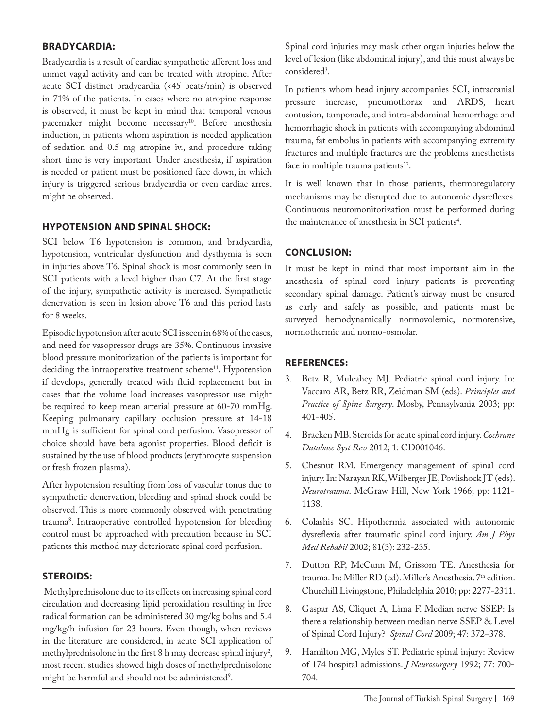## BRADYCARDIA:

Bradycardia is a result of cardiac sympathetic afferent loss and unmet vagal activity and can be treated with atropine. After acute SCI distinct bradycardia (<45 beats/min) is observed in 71% of the patients. In cases where no atropine response is observed, it must be kept in mind that temporal venous pacemaker might become necessary[10]. Before anesthesia induction, in patients whom aspiration is needed application of sedation and 0.5 mg atropine iv., and procedure taking short time is very important. Under anesthesia, if aspiration is needed or patient must be positioned face down, in which injury is triggered serious bradycardia or even cardiac arrest might be observed.

## HYPOTENSION AND SPINAL SHOCK:

SCI below T6 hypotension is common, and bradycardia, hypotension, ventricular dysfunction and dysthymia is seen in injuries above T6. Spinal shock is most commonly seen in SCI patients with a level higher than C7. At the first stage of the injury, sympathetic activity is increased. Sympathetic denervation is seen in lesion above T6 and this period lasts for 8 weeks.

Episodic hypotension after acute SCI is seen in 68% of the cases, and need for vasopressor drugs are 35%. Continuous invasive blood pressure monitorization of the patients is important for deciding the intraoperative treatment scheme[11]. Hypotension if develops, generally treated with fluid replacement but in cases that the volume load increases vasopressor use might be required to keep mean arterial pressure at 60-70 mmHg. Keeping pulmonary capillary occlusion pressure at 14-18 mmHg is sufficient for spinal cord perfusion. Vasopressor of choice should have beta agonist properties. Blood deficit is sustained by the use of blood products (erythrocyte suspension or fresh frozen plasma).

After hypotension resulting from loss of vascular tonus due to sympathetic denervation, bleeding and spinal shock could be observed. This is more commonly observed with penetrating trauma[8]. Intraoperative controlled hypotension for bleeding control must be approached with precaution because in SCI patients this method may deteriorate spinal cord perfusion.

## STEROIDS:

Methylprednisolone due to its effects on increasing spinal cord circulation and decreasing lipid peroxidation resulting in free radical formation can be administered 30 mg/kg bolus and 5.4 mg/kg/h infusion for 23 hours. Even though, when reviews in the literature are considered, in acute SCI application of methylprednisolone in the first 8 h may decrease spinal injury[2], most recent studies showed high doses of methylprednisolone might be harmful and should not be administered[9].

Spinal cord injuries may mask other organ injuries below the level of lesion (like abdominal injury), and this must always be considered[3].

In patients whom head injury accompanies SCI, intracranial pressure increase, pneumothorax and ARDS, heart contusion, tamponade, and intra-abdominal hemorrhage and hemorrhagic shock in patients with accompanying abdominal trauma, fat embolus in patients with accompanying extremity fractures and multiple fractures are the problems anesthetists face in multiple trauma patients[12].

It is well known that in those patients, thermoregulatory mechanisms may be disrupted due to autonomic dysreflexes. Continuous neuromonitorization must be performed during the maintenance of anesthesia in SCI patients[4].

## CONCLUSION:

It must be kept in mind that most important aim in the anesthesia of spinal cord injury patients is preventing secondary spinal damage. Patient's airway must be ensured as early and safely as possible, and patients must be surveyed hemodynamically normovolemic, normotensive, normothermic and normo-osmolar.

## REFERENCES:

3. Betz R, Mulcahey MJ. Pediatric spinal cord injury. In: Vaccaro AR, Betz RR, Zeidman SM (eds). *Principles and Practice of Spine Surgery*. Mosby, Pennsylvania 2003; pp: 401-405.
4. Bracken MB. Steroids for acute spinal cord injury. *Cochrane Database Syst Rev* 2012; 1: CD001046.
5. Chesnut RM. Emergency management of spinal cord injury. In: Narayan RK, Wilberger JE, Povlishock JT (eds). *Neurotrauma*. McGraw Hill, New York 1966; pp: 1121-1138.
6. Colashis SC. Hipothermia associated with autonomic dysreflexia after traumatic spinal cord injury. *Am J Phys Med Rehabil* 2002; 81(3): 232-235.
7. Dutton RP, McCunn M, Grissom TE. Anesthesia for trauma. In: Miller RD (ed). Miller's Anesthesia. 7th edition. Churchill Livingstone, Philadelphia 2010; pp: 2277-2311.
8. Gaspar AS, Cliquet A, Lima F. Median nerve SSEP: Is there a relationship between median nerve SSEP & Level of Spinal Cord Injury? *Spinal Cord* 2009; 47: 372–378.
9. Hamilton MG, Myles ST. Pediatric spinal injury: Review of 174 hospital admissions. *J Neurosurgery* 1992; 77: 700-704.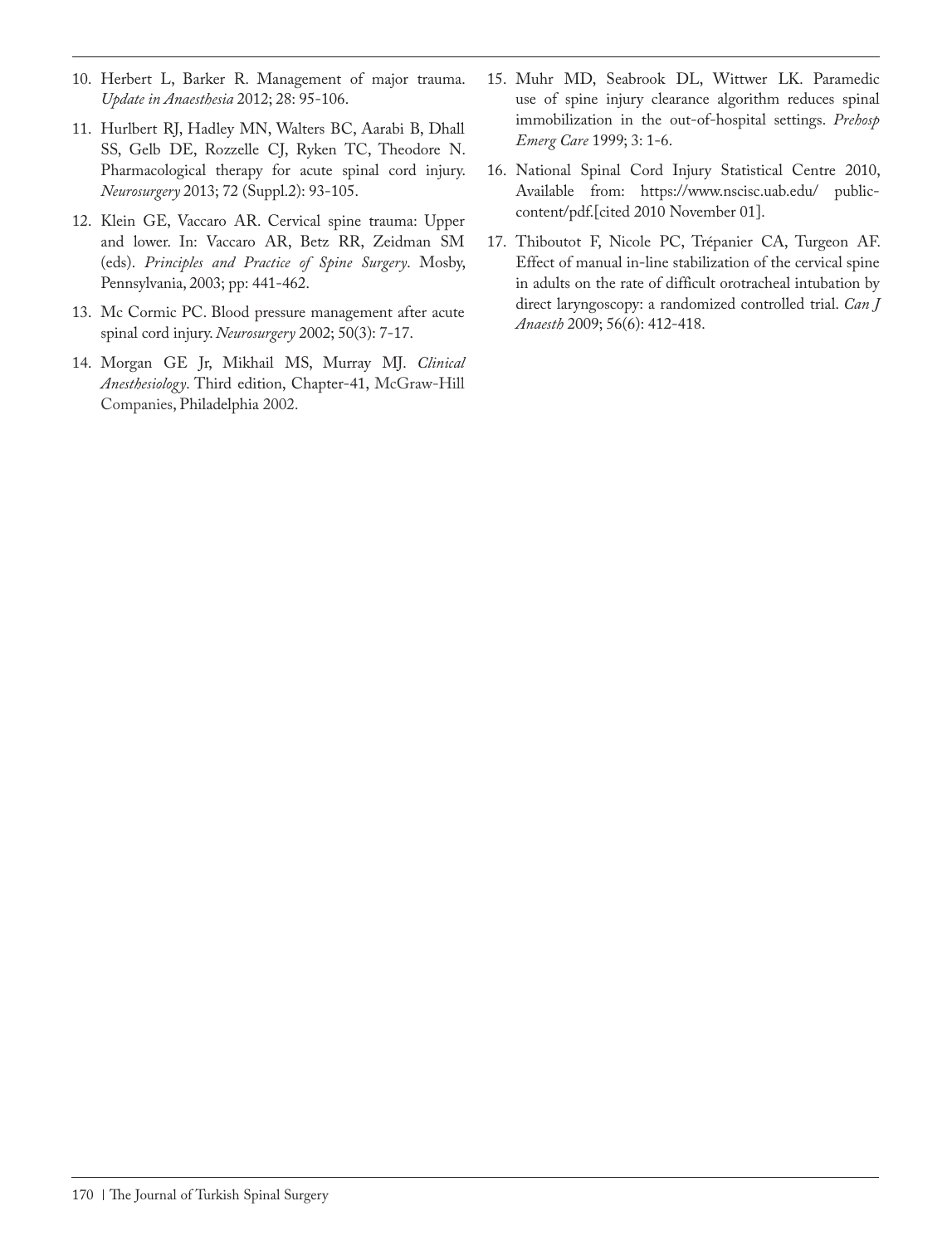10. Herbert L, Barker R. Management of major trauma. *Update in Anaesthesia* 2012; 28: 95-106.

11. Hurlbert RJ, Hadley MN, Walters BC, Aarabi B, Dhall SS, Gelb DE, Rozzelle CJ, Ryken TC, Theodore N. Pharmacological therapy for acute spinal cord injury. *Neurosurgery* 2013; 72 (Suppl.2): 93-105.

12. Klein GE, Vaccaro AR. Cervical spine trauma: Upper and lower. In: Vaccaro AR, Betz RR, Zeidman SM (eds). *Principles and Practice of Spine Surgery*. Mosby, Pennsylvania, 2003; pp: 441-462.

13. Mc Cormic PC. Blood pressure management after acute spinal cord injury. *Neurosurgery* 2002; 50(3): 7-17.

14. Morgan GE Jr, Mikhail MS, Murray MJ. *Clinical Anesthesiology*. Third edition, Chapter-41, McGraw-Hill Companies, Philadelphia 2002.

15. Muhr MD, Seabrook DL, Wittwer LK. Paramedic use of spine injury clearance algorithm reduces spinal immobilization in the out-of-hospital settings. *Prehosp Emerg Care* 1999; 3: 1-6.

16. National Spinal Cord Injury Statistical Centre 2010, Available from: https://www.nscisc.uab.edu/ public-content/pdf.[cited 2010 November 01].

17. Thiboutot F, Nicole PC, Trépanier CA, Turgeon AF. Effect of manual in-line stabilization of the cervical spine in adults on the rate of difficult orotracheal intubation by direct laryngoscopy: a randomized controlled trial. *Can J Anaesth* 2009; 56(6): 412-418.